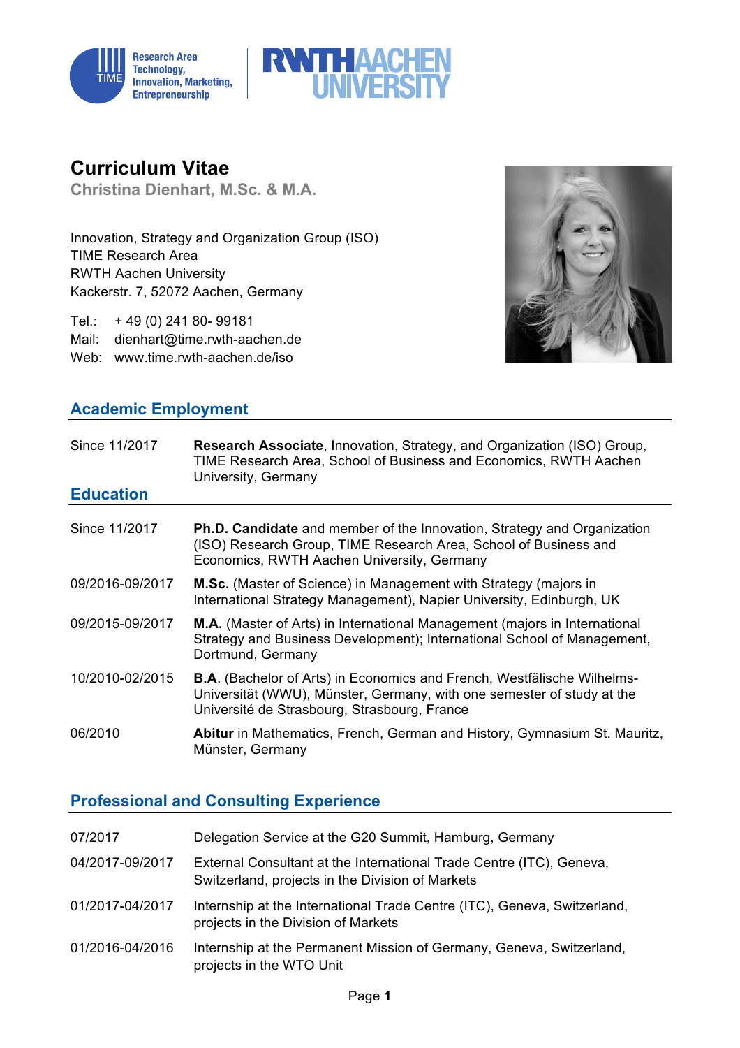Research Area Technology, Innovation, Marketing, Entrepreneurship

RWTH AACHEN UNIVERSITY

# Curriculum Vitae

**Christina Dienhart, M.Sc. & M.A.**

Innovation, Strategy and Organization Group (ISO)
TIME Research Area
RWTH Aachen University
Kackerstr. 7, 52072 Aachen, Germany

Tel.: + 49 (0) 241 80- 99181
Mail: dienhart@time.rwth-aachen.de
Web: www.time.rwth-aachen.de/iso

## Academic Employment

| | |
|---|---|
| Since 11/2017 | **Research Associate**, Innovation, Strategy, and Organization (ISO) Group, TIME Research Area, School of Business and Economics, RWTH Aachen University, Germany |

## Education

| | |
|---|---|
| Since 11/2017 | **Ph.D. Candidate** and member of the Innovation, Strategy and Organization (ISO) Research Group, TIME Research Area, School of Business and Economics, RWTH Aachen University, Germany |
| 09/2016-09/2017 | **M.Sc.** (Master of Science) in Management with Strategy (majors in International Strategy Management), Napier University, Edinburgh, UK |
| 09/2015-09/2017 | **M.A.** (Master of Arts) in International Management (majors in International Strategy and Business Development); International School of Management, Dortmund, Germany |
| 10/2010-02/2015 | **B.A**. (Bachelor of Arts) in Economics and French, Westfälische Wilhelms-Universität (WWU), Münster, Germany, with one semester of study at the Université de Strasbourg, Strasbourg, France |
| 06/2010 | **Abitur** in Mathematics, French, German and History, Gymnasium St. Mauritz, Münster, Germany |

## Professional and Consulting Experience

| | |
|---|---|
| 07/2017 | Delegation Service at the G20 Summit, Hamburg, Germany |
| 04/2017-09/2017 | External Consultant at the International Trade Centre (ITC), Geneva, Switzerland, projects in the Division of Markets |
| 01/2017-04/2017 | Internship at the International Trade Centre (ITC), Geneva, Switzerland, projects in the Division of Markets |
| 01/2016-04/2016 | Internship at the Permanent Mission of Germany, Geneva, Switzerland, projects in the WTO Unit |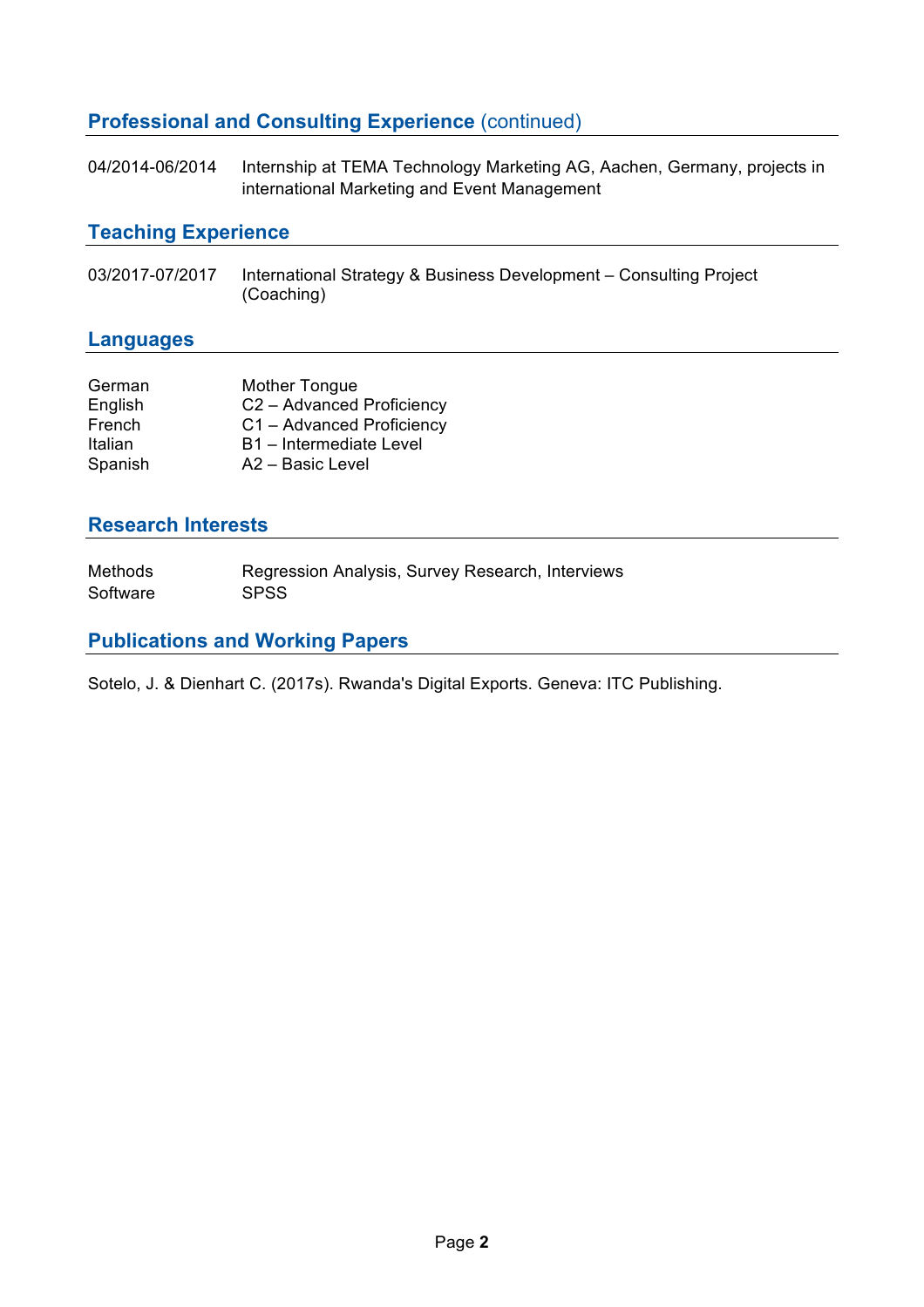## Professional and Consulting Experience (continued)

| | |
|---|---|
| 04/2014-06/2014 | Internship at TEMA Technology Marketing AG, Aachen, Germany, projects in international Marketing and Event Management |

## Teaching Experience

| | |
|---|---|
| 03/2017-07/2017 | International Strategy & Business Development – Consulting Project (Coaching) |

## Languages

| | |
|---|---|
| German | Mother Tongue |
| English | C2 – Advanced Proficiency |
| French | C1 – Advanced Proficiency |
| Italian | B1 – Intermediate Level |
| Spanish | A2 – Basic Level |

## Research Interests

| | |
|---|---|
| Methods | Regression Analysis, Survey Research, Interviews |
| Software | SPSS |

## Publications and Working Papers

Sotelo, J. & Dienhart C. (2017s). Rwanda's Digital Exports. Geneva: ITC Publishing.